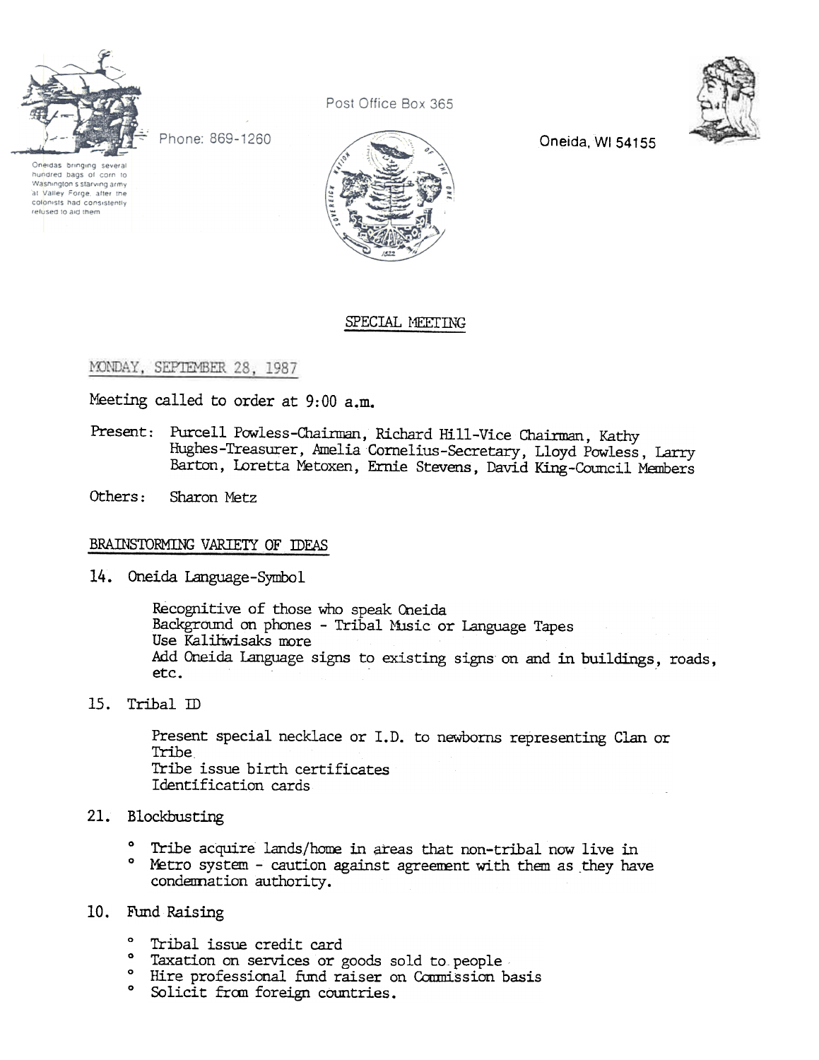Oneidas bringing several hundred bags of corn to Washington's starving army at Valley Forge, after the colonists had consistently refused to aid them

Phone: 869-1260

Post Office Box 365

Oneida, WI 54155

## SPECIAL MEETING

MONDAY, SEPTEMBER 28, 1987

Meeting called to order at 9:00 a.m.

Present: Purcell Powless-Chairman, Richard Hill-Vice Chairman, Kathy Hughes-Treasurer, Amelia Cornelius-Secretary, Lloyd Powless, Larry Barton, Loretta Metoxen, Ernie Stevens, David King-Council Members

Others: Sharon Metz

### BRAINSTORMING VARIETY OF IDEAS

14. Oneida Language-Symbol

    Recognitive of those who speak Oneida
    Background on phones - Tribal Music or Language Tapes
    Use Kalihwisaks more
    Add Oneida Language signs to existing signs on and in buildings, roads, etc.

15. Tribal ID

    Present special necklace or I.D. to newborns representing Clan or Tribe.
    Tribe issue birth certificates
    Identification cards

21. Blockbusting

    - Tribe acquire lands/home in areas that non-tribal now live in
    - Metro system - caution against agreement with them as they have condemnation authority.

10. Fund Raising

    - Tribal issue credit card
    - Taxation on services or goods sold to people
    - Hire professional fund raiser on Commission basis
    - Solicit from foreign countries.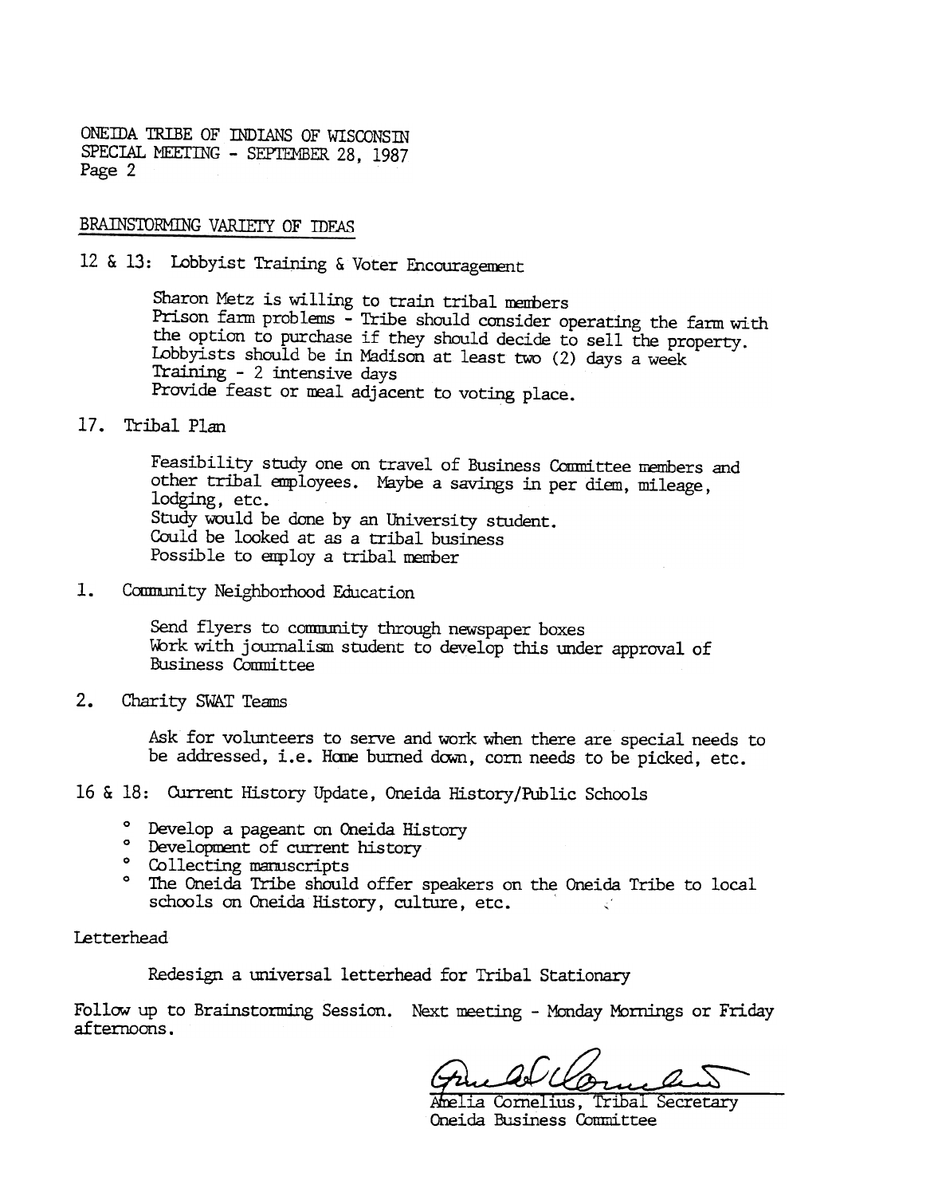ONEIDA TRIBE OF INDIANS OF WISCONSIN
SPECIAL MEETING - SEPTEMBER 28, 1987
Page 2

## BRAINSTORMING VARIETY OF IDEAS

12 & 13: Lobbyist Training & Voter Encouragement

> Sharon Metz is willing to train tribal members
> Prison farm problems - Tribe should consider operating the farm with the option to purchase if they should decide to sell the property.
> Lobbyists should be in Madison at least two (2) days a week
> Training - 2 intensive days
> Provide feast or meal adjacent to voting place.

17. Tribal Plan

> Feasibility study one on travel of Business Committee members and other tribal employees. Maybe a savings in per diem, mileage, lodging, etc.
> Study would be done by an University student.
> Could be looked at as a tribal business
> Possible to employ a tribal member

1. Community Neighborhood Education

> Send flyers to community through newspaper boxes
> Work with journalism student to develop this under approval of Business Committee

2. Charity SWAT Teams

> Ask for volunteers to serve and work when there are special needs to be addressed, i.e. Home burned down, corn needs to be picked, etc.

16 & 18: Current History Update, Oneida History/Public Schools

- Develop a pageant on Oneida History
- Development of current history
- Collecting manuscripts
- The Oneida Tribe should offer speakers on the Oneida Tribe to local schools on Oneida History, culture, etc.

Letterhead

> Redesign a universal letterhead for Tribal Stationary

Follow up to Brainstorming Session. Next meeting - Monday Mornings or Friday afternoons.

Amelia Cornelius, Tribal Secretary
Oneida Business Committee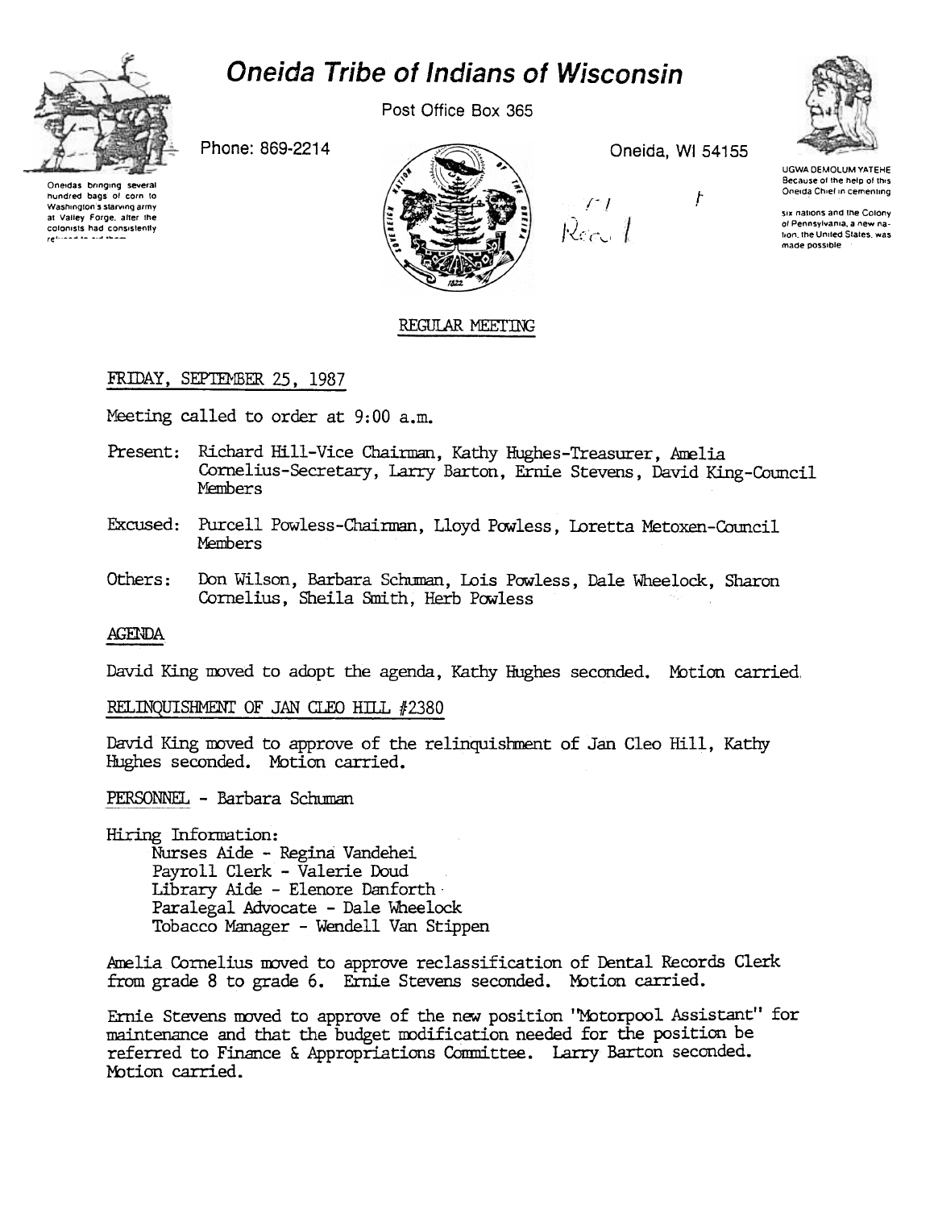# Oneida Tribe of Indians of Wisconsin

Post Office Box 365

Phone: 869-2214

Oneida, WI 54155

Oneidas bringing several hundred bags of corn to Washington's starving army at Valley Forge, after the colonists had consistently refused to aid them

UGWA DEMOLUM YATEHE
Because of the help of this Oneida Chief in cementing six nations and the Colony of Pennsylvania, a new nation, the United States, was made possible

REGULAR MEETING

FRIDAY, SEPTEMBER 25, 1987

Meeting called to order at 9:00 a.m.

Present: Richard Hill-Vice Chairman, Kathy Hughes-Treasurer, Amelia Cornelius-Secretary, Larry Barton, Ernie Stevens, David King-Council Members

Excused: Purcell Powless-Chairman, Lloyd Powless, Loretta Metoxen-Council Members

Others: Don Wilson, Barbara Schuman, Lois Powless, Dale Wheelock, Sharon Cornelius, Sheila Smith, Herb Powless

## AGENDA

David King moved to adopt the agenda, Kathy Hughes seconded. Motion carried.

## RELINQUISHMENT OF JAN CLEO HILL #2380

David King moved to approve of the relinquishment of Jan Cleo Hill, Kathy Hughes seconded. Motion carried.

## PERSONNEL - Barbara Schuman

Hiring Information:
- Nurses Aide - Regina Vandehei
- Payroll Clerk - Valerie Doud
- Library Aide - Elenore Danforth
- Paralegal Advocate - Dale Wheelock
- Tobacco Manager - Wendell Van Stippen

Amelia Cornelius moved to approve reclassification of Dental Records Clerk from grade 8 to grade 6. Ernie Stevens seconded. Motion carried.

Ernie Stevens moved to approve of the new position "Motorpool Assistant" for maintenance and that the budget modification needed for the position be referred to Finance & Appropriations Committee. Larry Barton seconded. Motion carried.